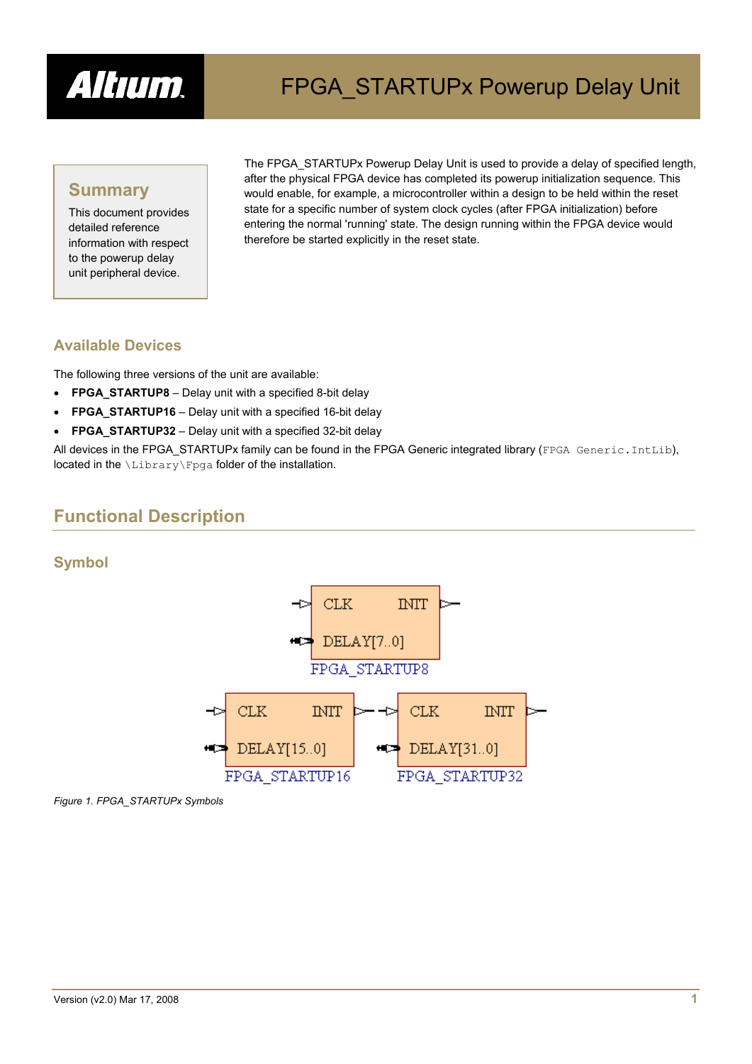# FPGA_STARTUPx Powerup Delay Unit

## Summary

This document provides detailed reference information with respect to the powerup delay unit peripheral device.

The FPGA_STARTUPx Powerup Delay Unit is used to provide a delay of specified length, after the physical FPGA device has completed its powerup initialization sequence. This would enable, for example, a microcontroller within a design to be held within the reset state for a specific number of system clock cycles (after FPGA initialization) before entering the normal 'running' state. The design running within the FPGA device would therefore be started explicitly in the reset state.

### Available Devices

The following three versions of the unit are available:

- **FPGA_STARTUP8** – Delay unit with a specified 8-bit delay
- **FPGA_STARTUP16** – Delay unit with a specified 16-bit delay
- **FPGA_STARTUP32** – Delay unit with a specified 32-bit delay

All devices in the FPGA_STARTUPx family can be found in the FPGA Generic integrated library (`FPGA Generic.IntLib`), located in the `\Library\Fpga` folder of the installation.

## Functional Description

### Symbol

*Figure 1. FPGA_STARTUPx Symbols*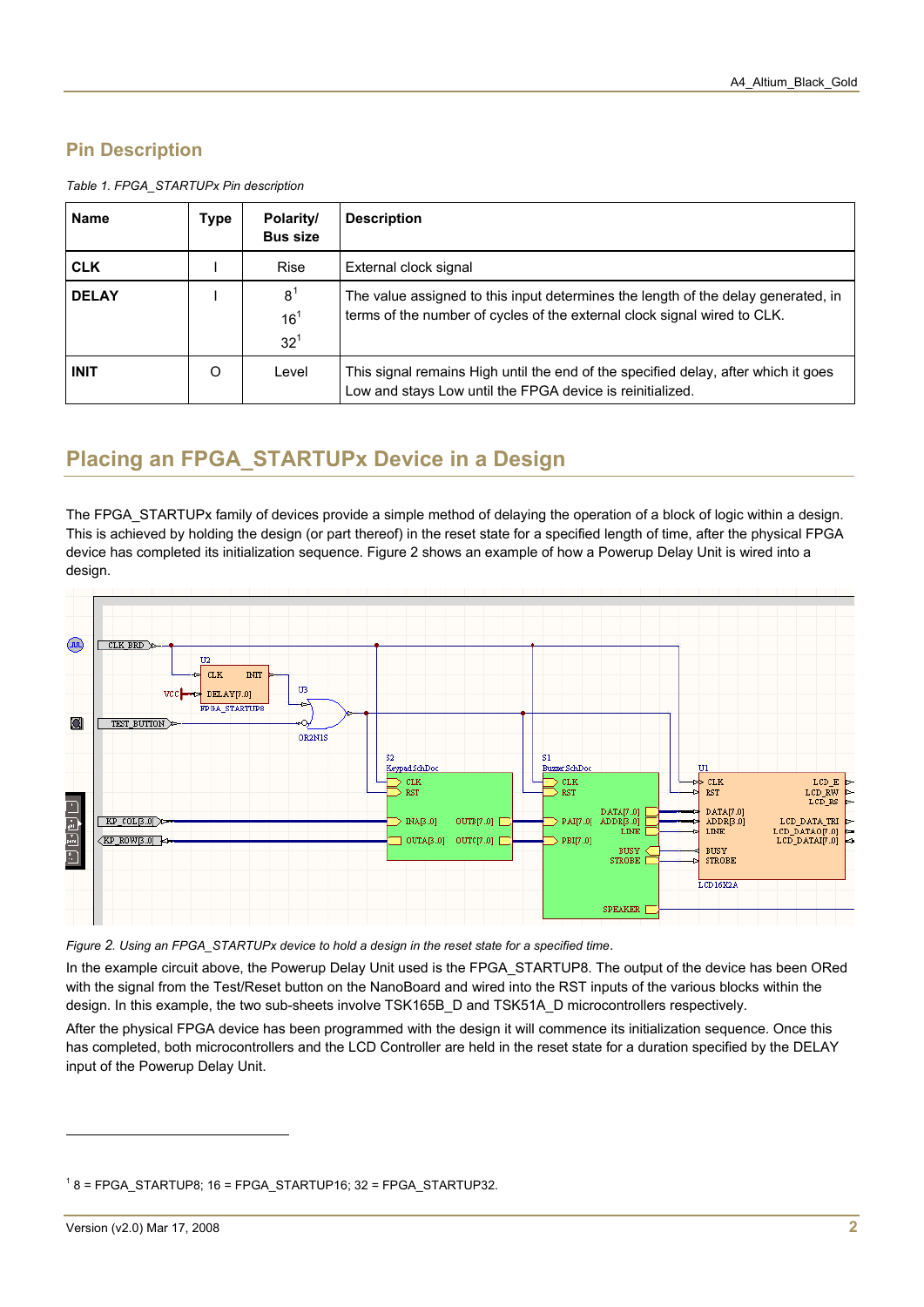## Pin Description

*Table 1. FPGA_STARTUPx Pin description*

| Name | Type | Polarity/ Bus size | Description |
|---|---|---|---|
| **CLK** | I | Rise | External clock signal |
| **DELAY** | I | 8[1]<br>16[1]<br>32[1] | The value assigned to this input determines the length of the delay generated, in terms of the number of cycles of the external clock signal wired to CLK. |
| **INIT** | O | Level | This signal remains High until the end of the specified delay, after which it goes Low and stays Low until the FPGA device is reinitialized. |

## Placing an FPGA_STARTUPx Device in a Design

The FPGA_STARTUPx family of devices provide a simple method of delaying the operation of a block of logic within a design. This is achieved by holding the design (or part thereof) in the reset state for a specified length of time, after the physical FPGA device has completed its initialization sequence. Figure 2 shows an example of how a Powerup Delay Unit is wired into a design.

*Figure 2. Using an FPGA_STARTUPx device to hold a design in the reset state for a specified time.*

In the example circuit above, the Powerup Delay Unit used is the FPGA_STARTUP8. The output of the device has been ORed with the signal from the Test/Reset button on the NanoBoard and wired into the RST inputs of the various blocks within the design. In this example, the two sub-sheets involve TSK165B_D and TSK51A_D microcontrollers respectively.

After the physical FPGA device has been programmed with the design it will commence its initialization sequence. Once this has completed, both microcontrollers and the LCD Controller are held in the reset state for a duration specified by the DELAY input of the Powerup Delay Unit.

---

[1] 8 = FPGA_STARTUP8; 16 = FPGA_STARTUP16; 32 = FPGA_STARTUP32.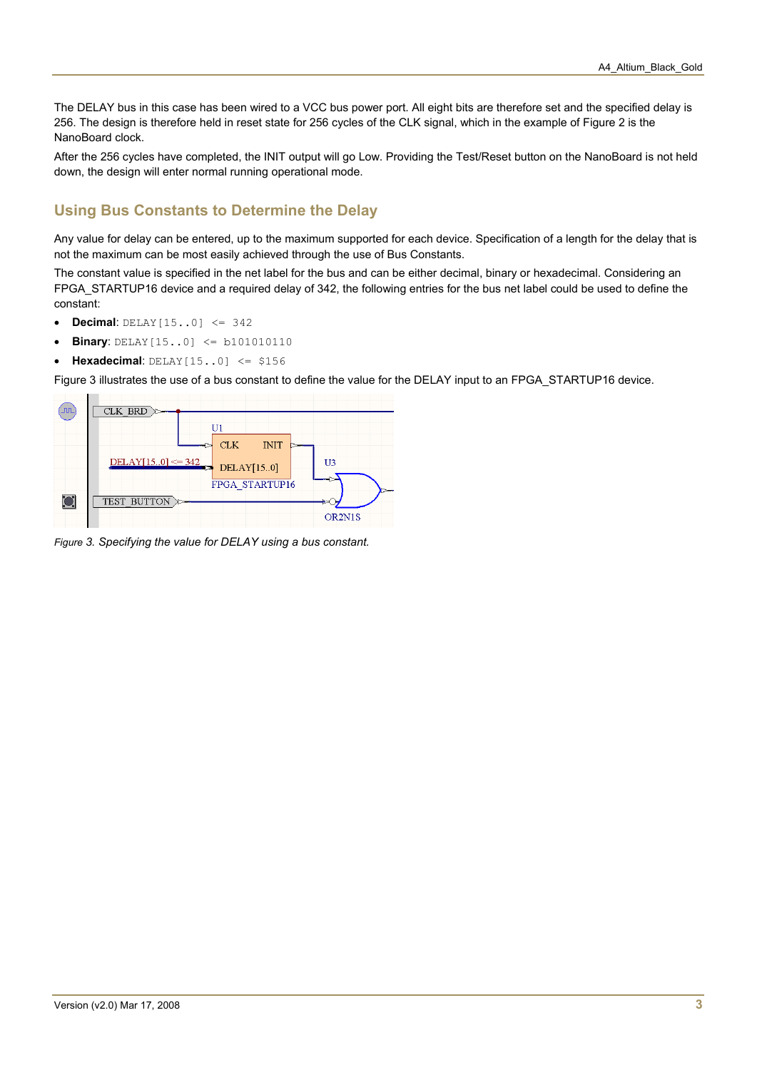The DELAY bus in this case has been wired to a VCC bus power port. All eight bits are therefore set and the specified delay is 256. The design is therefore held in reset state for 256 cycles of the CLK signal, which in the example of Figure 2 is the NanoBoard clock.

After the 256 cycles have completed, the INIT output will go Low. Providing the Test/Reset button on the NanoBoard is not held down, the design will enter normal running operational mode.

## Using Bus Constants to Determine the Delay

Any value for delay can be entered, up to the maximum supported for each device. Specification of a length for the delay that is not the maximum can be most easily achieved through the use of Bus Constants.

The constant value is specified in the net label for the bus and can be either decimal, binary or hexadecimal. Considering an FPGA_STARTUP16 device and a required delay of 342, the following entries for the bus net label could be used to define the constant:

- **Decimal**: `DELAY[15..0] <= 342`
- **Binary**: `DELAY[15..0] <= b101010110`
- **Hexadecimal**: `DELAY[15..0] <= $156`

Figure 3 illustrates the use of a bus constant to define the value for the DELAY input to an FPGA_STARTUP16 device.

*Figure 3. Specifying the value for DELAY using a bus constant.*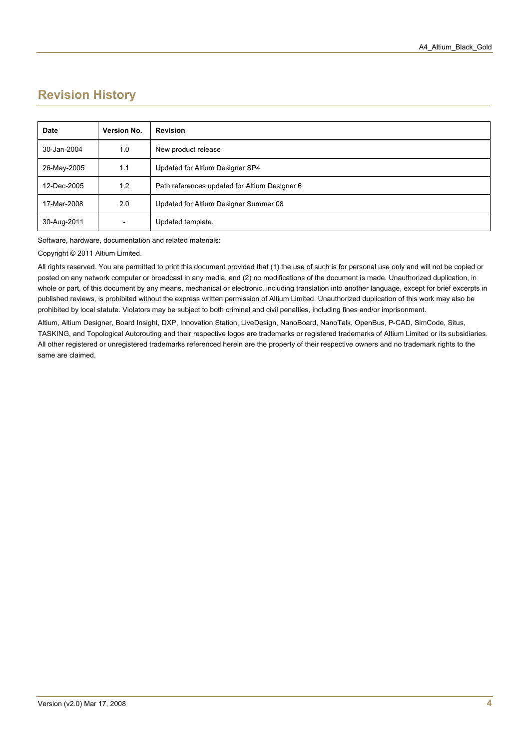## Revision History

| Date | Version No. | Revision |
| --- | --- | --- |
| 30-Jan-2004 | 1.0 | New product release |
| 26-May-2005 | 1.1 | Updated for Altium Designer SP4 |
| 12-Dec-2005 | 1.2 | Path references updated for Altium Designer 6 |
| 17-Mar-2008 | 2.0 | Updated for Altium Designer Summer 08 |
| 30-Aug-2011 | - | Updated template. |

Software, hardware, documentation and related materials:

Copyright © 2011 Altium Limited.

All rights reserved. You are permitted to print this document provided that (1) the use of such is for personal use only and will not be copied or posted on any network computer or broadcast in any media, and (2) no modifications of the document is made. Unauthorized duplication, in whole or part, of this document by any means, mechanical or electronic, including translation into another language, except for brief excerpts in published reviews, is prohibited without the express written permission of Altium Limited. Unauthorized duplication of this work may also be prohibited by local statute. Violators may be subject to both criminal and civil penalties, including fines and/or imprisonment.

Altium, Altium Designer, Board Insight, DXP, Innovation Station, LiveDesign, NanoBoard, NanoTalk, OpenBus, P-CAD, SimCode, Situs, TASKING, and Topological Autorouting and their respective logos are trademarks or registered trademarks of Altium Limited or its subsidiaries. All other registered or unregistered trademarks referenced herein are the property of their respective owners and no trademark rights to the same are claimed.